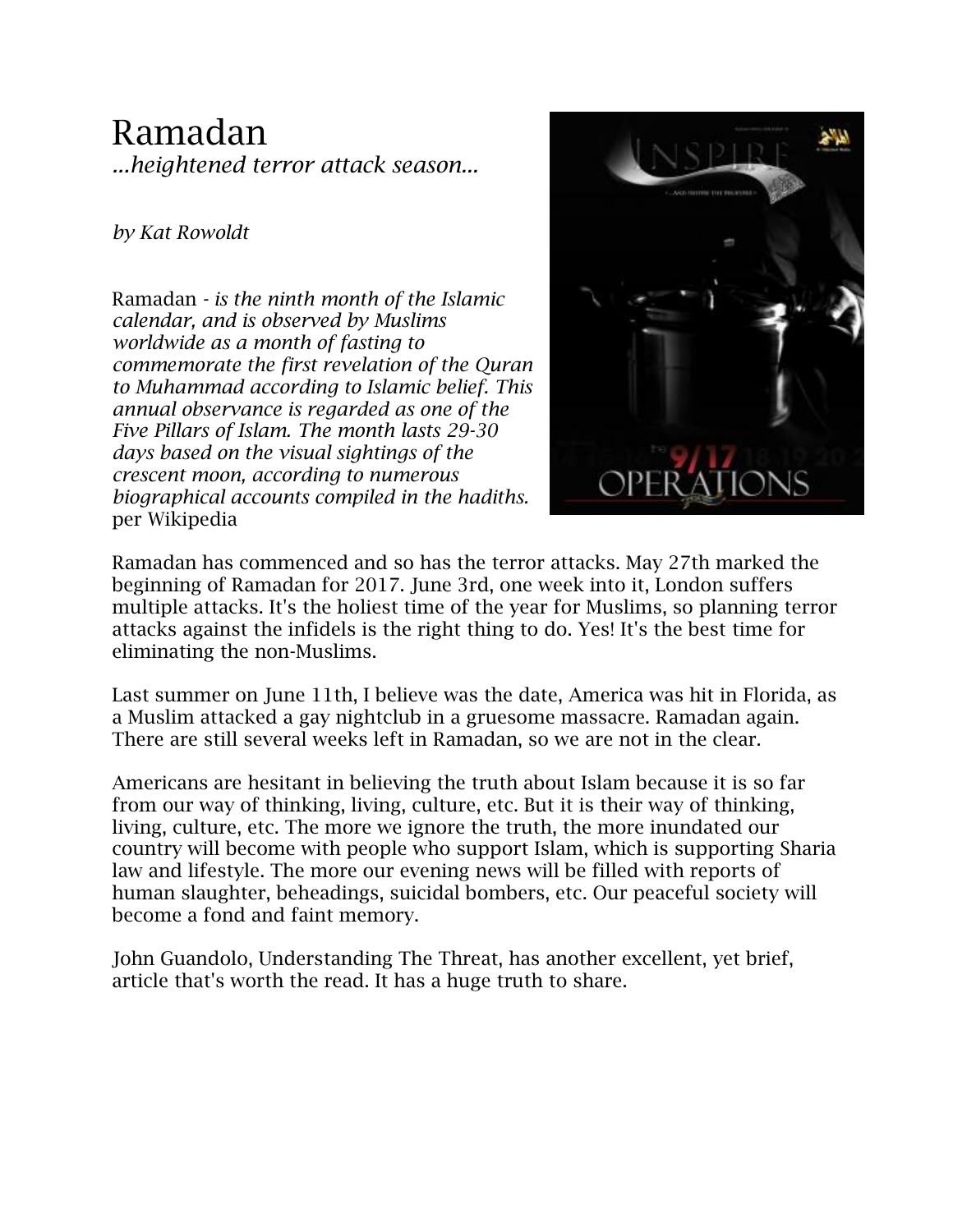# Ramadan

*...heightened terror attack season...*

*by Kat Rowoldt*

Ramadan - *is the ninth month of the Islamic calendar, and is observed by Muslims worldwide as a month of fasting to commemorate the first revelation of the Quran to Muhammad according to Islamic belief. This annual observance is regarded as one of the Five Pillars of Islam. The month lasts 29-30 days based on the visual sightings of the crescent moon, according to numerous biographical accounts compiled in the hadiths.* per Wikipedia

Ramadan has commenced and so has the terror attacks. May 27th marked the beginning of Ramadan for 2017. June 3rd, one week into it, London suffers multiple attacks. It's the holiest time of the year for Muslims, so planning terror attacks against the infidels is the right thing to do. Yes! It's the best time for eliminating the non-Muslims.

Last summer on June 11th, I believe was the date, America was hit in Florida, as a Muslim attacked a gay nightclub in a gruesome massacre. Ramadan again. There are still several weeks left in Ramadan, so we are not in the clear.

Americans are hesitant in believing the truth about Islam because it is so far from our way of thinking, living, culture, etc. But it is their way of thinking, living, culture, etc. The more we ignore the truth, the more inundated our country will become with people who support Islam, which is supporting Sharia law and lifestyle. The more our evening news will be filled with reports of human slaughter, beheadings, suicidal bombers, etc. Our peaceful society will become a fond and faint memory.

John Guandolo, Understanding The Threat, has another excellent, yet brief, article that's worth the read. It has a huge truth to share.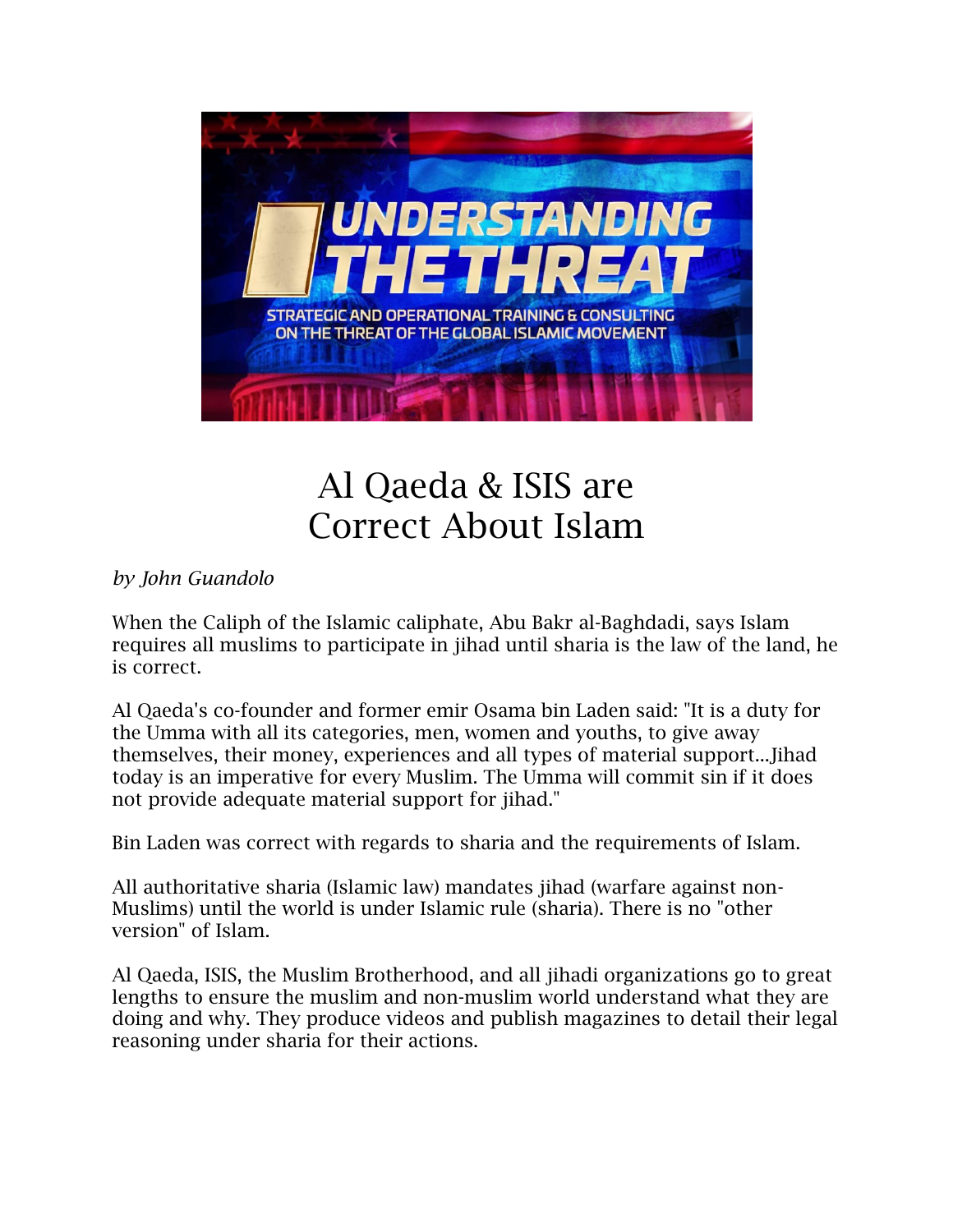# Al Qaeda & ISIS are Correct About Islam

*by John Guandolo*

When the Caliph of the Islamic caliphate, Abu Bakr al-Baghdadi, says Islam requires all muslims to participate in jihad until sharia is the law of the land, he is correct.

Al Qaeda's co-founder and former emir Osama bin Laden said: "It is a duty for the Umma with all its categories, men, women and youths, to give away themselves, their money, experiences and all types of material support...Jihad today is an imperative for every Muslim. The Umma will commit sin if it does not provide adequate material support for jihad."

Bin Laden was correct with regards to sharia and the requirements of Islam.

All authoritative sharia (Islamic law) mandates jihad (warfare against non-Muslims) until the world is under Islamic rule (sharia). There is no "other version" of Islam.

Al Qaeda, ISIS, the Muslim Brotherhood, and all jihadi organizations go to great lengths to ensure the muslim and non-muslim world understand what they are doing and why. They produce videos and publish magazines to detail their legal reasoning under sharia for their actions.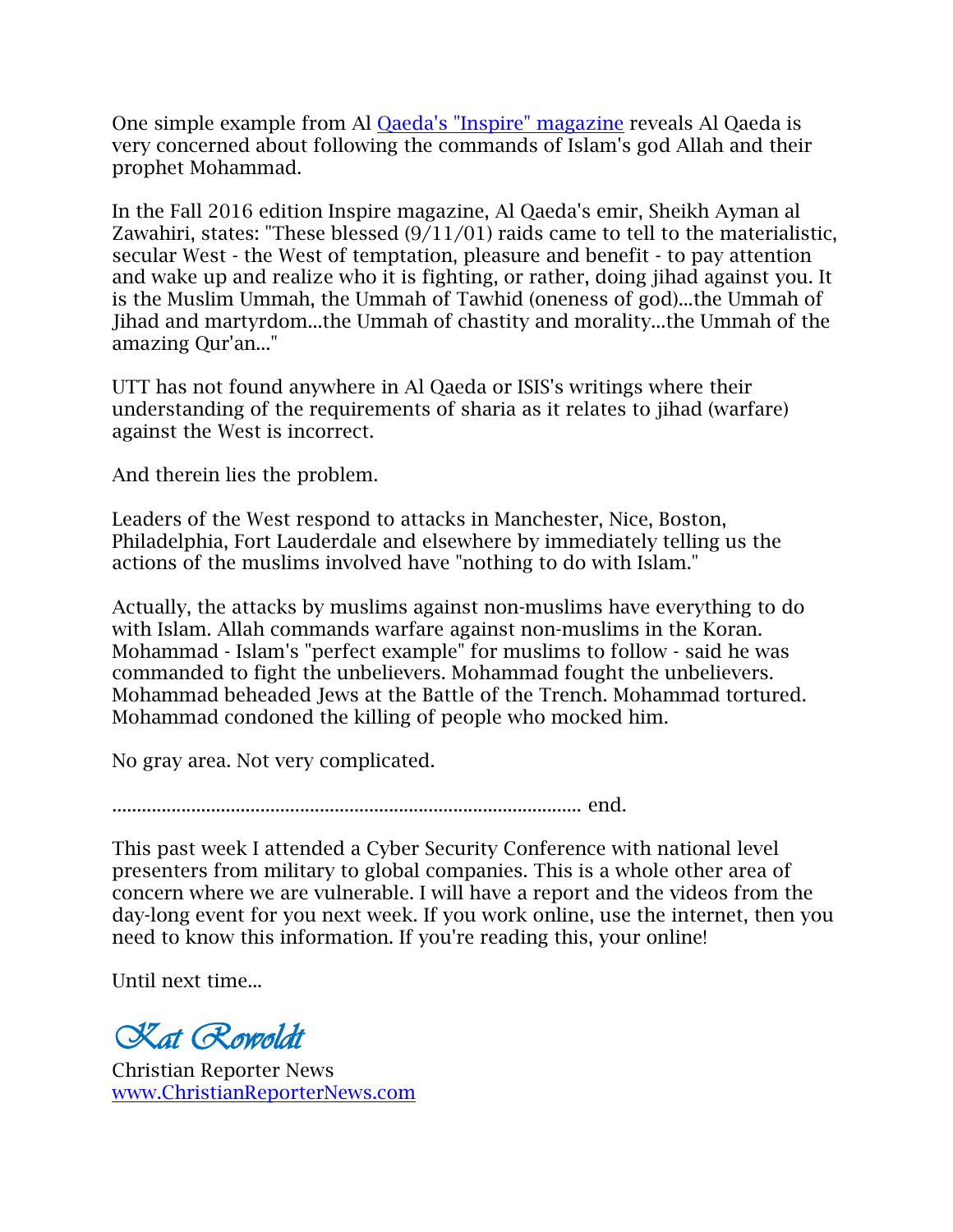One simple example from Al [Qaeda's "Inspire" magazine]() reveals Al Qaeda is very concerned about following the commands of Islam's god Allah and their prophet Mohammad.

In the Fall 2016 edition Inspire magazine, Al Qaeda's emir, Sheikh Ayman al Zawahiri, states: "These blessed (9/11/01) raids came to tell to the materialistic, secular West - the West of temptation, pleasure and benefit - to pay attention and wake up and realize who it is fighting, or rather, doing jihad against you. It is the Muslim Ummah, the Ummah of Tawhid (oneness of god)...the Ummah of Jihad and martyrdom...the Ummah of chastity and morality...the Ummah of the amazing Qur'an..."

UTT has not found anywhere in Al Qaeda or ISIS's writings where their understanding of the requirements of sharia as it relates to jihad (warfare) against the West is incorrect.

And therein lies the problem.

Leaders of the West respond to attacks in Manchester, Nice, Boston, Philadelphia, Fort Lauderdale and elsewhere by immediately telling us the actions of the muslims involved have "nothing to do with Islam."

Actually, the attacks by muslims against non-muslims have everything to do with Islam. Allah commands warfare against non-muslims in the Koran. Mohammad - Islam's "perfect example" for muslims to follow - said he was commanded to fight the unbelievers. Mohammad fought the unbelievers. Mohammad beheaded Jews at the Battle of the Trench. Mohammad tortured. Mohammad condoned the killing of people who mocked him.

No gray area. Not very complicated.

.............................................................................................. end.

This past week I attended a Cyber Security Conference with national level presenters from military to global companies. This is a whole other area of concern where we are vulnerable. I will have a report and the videos from the day-long event for you next week. If you work online, use the internet, then you need to know this information. If you're reading this, your online!

Until next time...

*Kat Rowoldt*

Christian Reporter News
[www.ChristianReporterNews.com](www.ChristianReporterNews.com)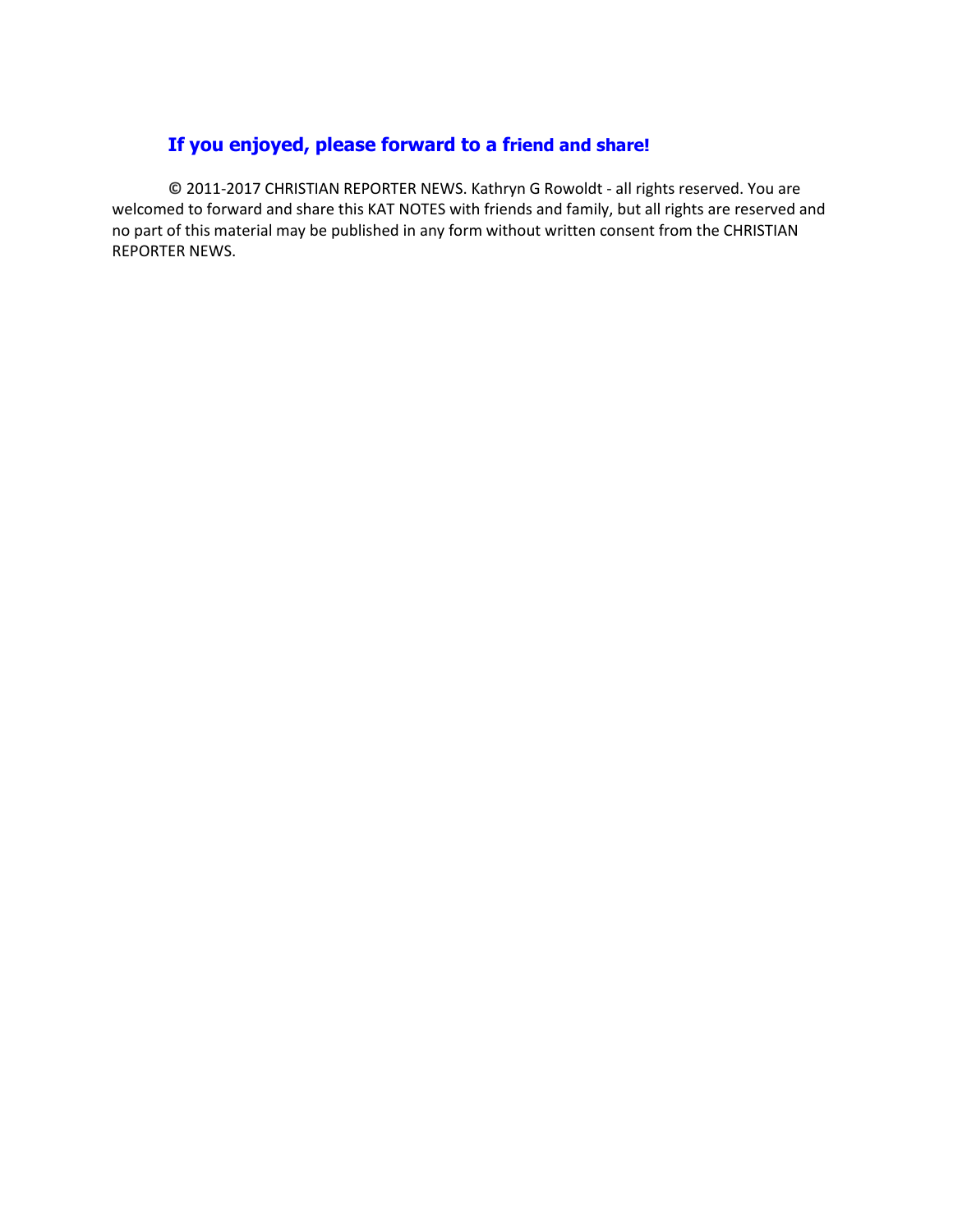**If you enjoyed, please forward to a friend and share!**

© 2011-2017 CHRISTIAN REPORTER NEWS. Kathryn G Rowoldt - all rights reserved. You are welcomed to forward and share this KAT NOTES with friends and family, but all rights are reserved and no part of this material may be published in any form without written consent from the CHRISTIAN REPORTER NEWS.